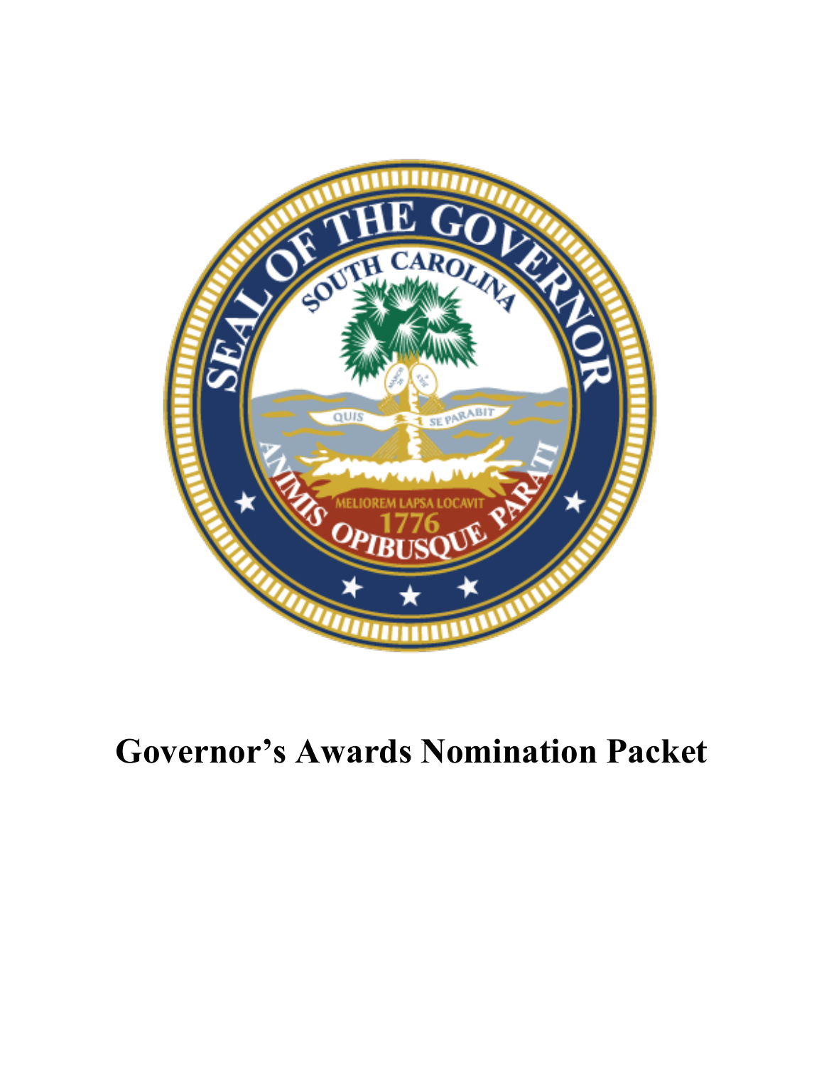# Governor's Awards Nomination Packet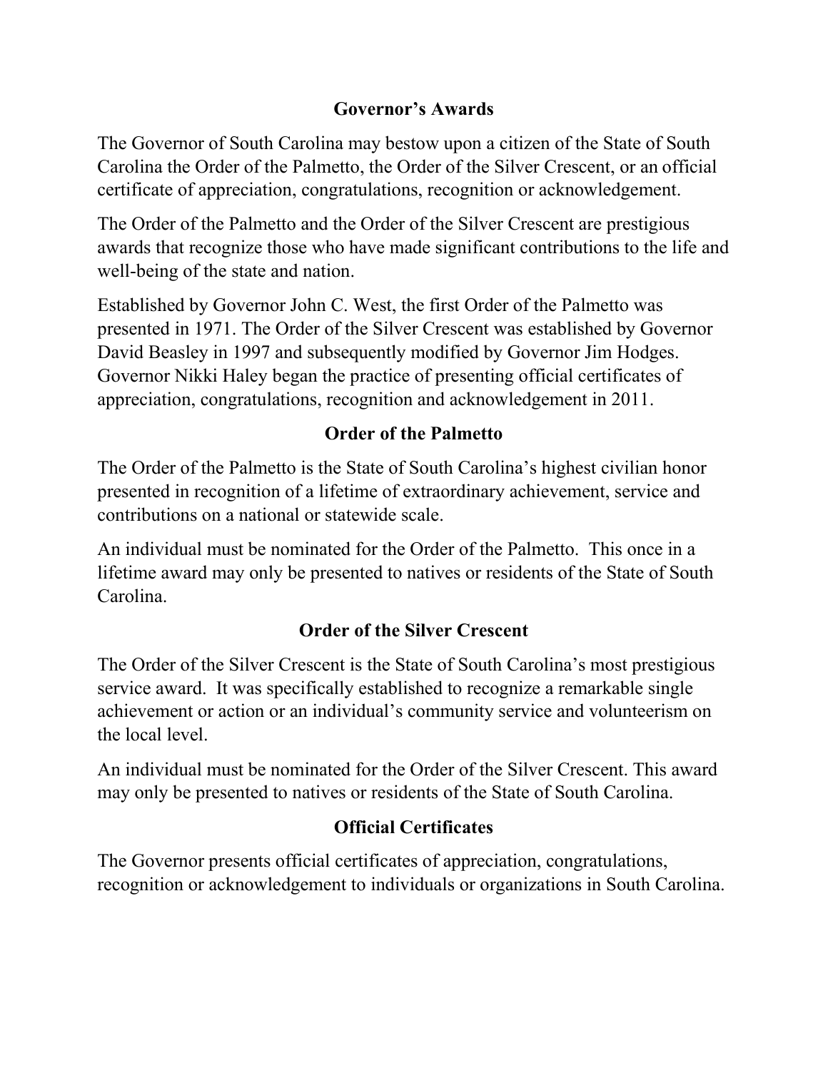## Governor's Awards

The Governor of South Carolina may bestow upon a citizen of the State of South Carolina the Order of the Palmetto, the Order of the Silver Crescent, or an official certificate of appreciation, congratulations, recognition or acknowledgement.

The Order of the Palmetto and the Order of the Silver Crescent are prestigious awards that recognize those who have made significant contributions to the life and well-being of the state and nation.

Established by Governor John C. West, the first Order of the Palmetto was presented in 1971. The Order of the Silver Crescent was established by Governor David Beasley in 1997 and subsequently modified by Governor Jim Hodges. Governor Nikki Haley began the practice of presenting official certificates of appreciation, congratulations, recognition and acknowledgement in 2011.

## Order of the Palmetto

The Order of the Palmetto is the State of South Carolina's highest civilian honor presented in recognition of a lifetime of extraordinary achievement, service and contributions on a national or statewide scale.

An individual must be nominated for the Order of the Palmetto. This once in a lifetime award may only be presented to natives or residents of the State of South Carolina.

## Order of the Silver Crescent

The Order of the Silver Crescent is the State of South Carolina's most prestigious service award. It was specifically established to recognize a remarkable single achievement or action or an individual's community service and volunteerism on the local level.

An individual must be nominated for the Order of the Silver Crescent. This award may only be presented to natives or residents of the State of South Carolina.

## Official Certificates

The Governor presents official certificates of appreciation, congratulations, recognition or acknowledgement to individuals or organizations in South Carolina.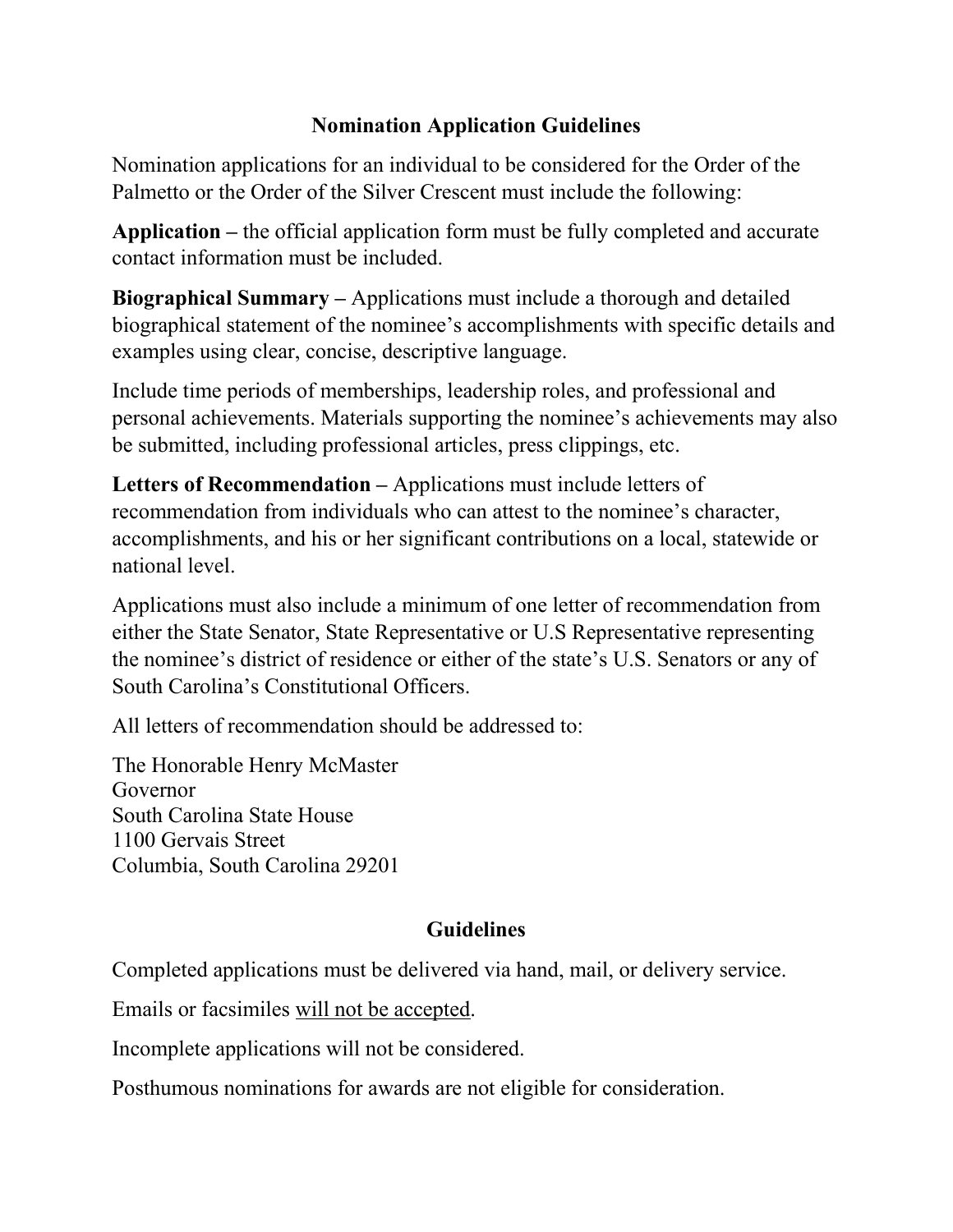## Nomination Application Guidelines

Nomination applications for an individual to be considered for the Order of the Palmetto or the Order of the Silver Crescent must include the following:

**Application –** the official application form must be fully completed and accurate contact information must be included.

**Biographical Summary –** Applications must include a thorough and detailed biographical statement of the nominee's accomplishments with specific details and examples using clear, concise, descriptive language.

Include time periods of memberships, leadership roles, and professional and personal achievements. Materials supporting the nominee's achievements may also be submitted, including professional articles, press clippings, etc.

**Letters of Recommendation –** Applications must include letters of recommendation from individuals who can attest to the nominee's character, accomplishments, and his or her significant contributions on a local, statewide or national level.

Applications must also include a minimum of one letter of recommendation from either the State Senator, State Representative or U.S Representative representing the nominee's district of residence or either of the state's U.S. Senators or any of South Carolina's Constitutional Officers.

All letters of recommendation should be addressed to:

The Honorable Henry McMaster
Governor
South Carolina State House
1100 Gervais Street
Columbia, South Carolina 29201

## Guidelines

Completed applications must be delivered via hand, mail, or delivery service.

Emails or facsimiles will not be accepted.

Incomplete applications will not be considered.

Posthumous nominations for awards are not eligible for consideration.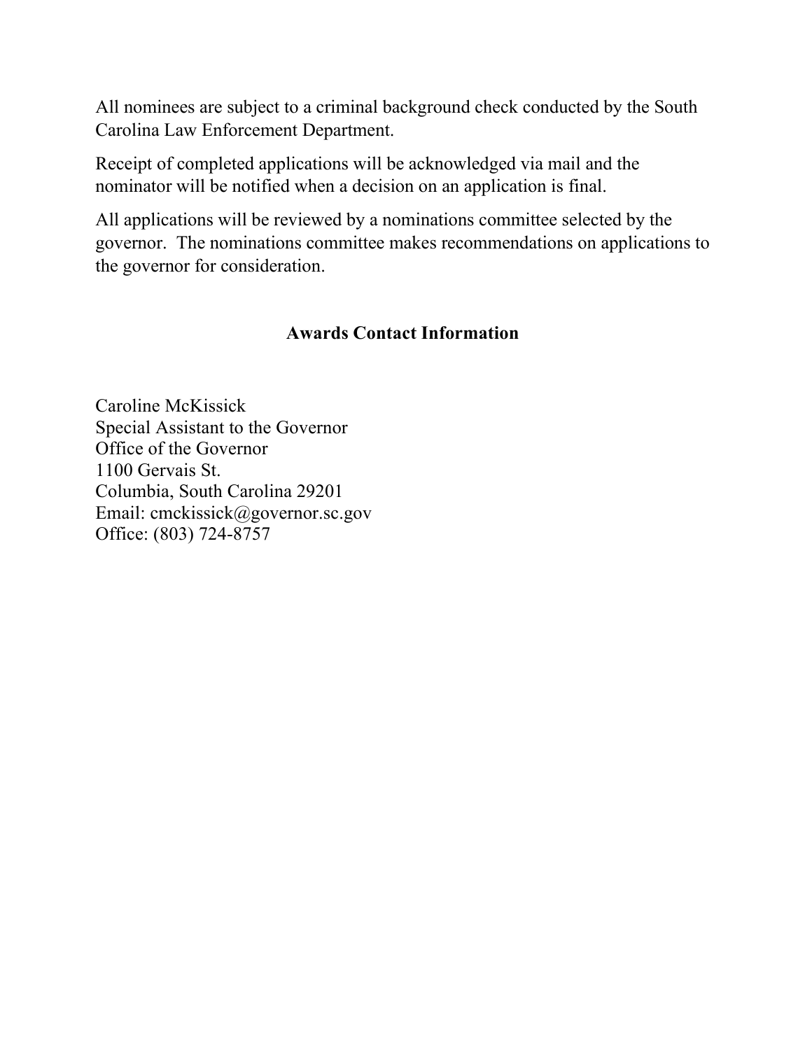All nominees are subject to a criminal background check conducted by the South Carolina Law Enforcement Department.

Receipt of completed applications will be acknowledged via mail and the nominator will be notified when a decision on an application is final.

All applications will be reviewed by a nominations committee selected by the governor. The nominations committee makes recommendations on applications to the governor for consideration.

## Awards Contact Information

Caroline McKissick
Special Assistant to the Governor
Office of the Governor
1100 Gervais St.
Columbia, South Carolina 29201
Email: cmckissick@governor.sc.gov
Office: (803) 724-8757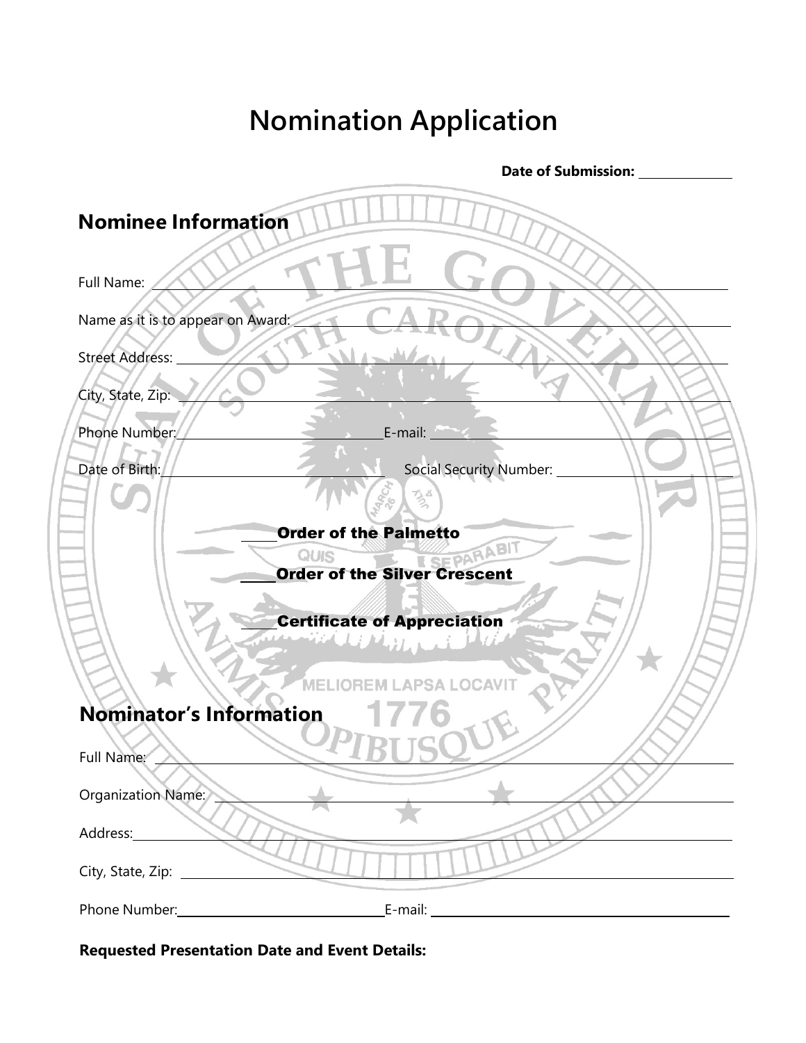# Nomination Application

**Date of Submission:** ____________

## Nominee Information

Full Name: ____________________________________________

Name as it is to appear on Award: ____________________________________________

Street Address: ____________________________________________

City, State, Zip: ____________________________________________

Phone Number: ______________________ E-mail: ______________________

Date of Birth: ______________________ Social Security Number: ______________________

____ **Order of the Palmetto**

____ **Order of the Silver Crescent**

____ **Certificate of Appreciation**

## Nominator's Information

Full Name: ____________________________________________

Organization Name: ____________________________________________

Address: ____________________________________________

City, State, Zip: ____________________________________________

Phone Number: ______________________ E-mail: ______________________

**Requested Presentation Date and Event Details:**